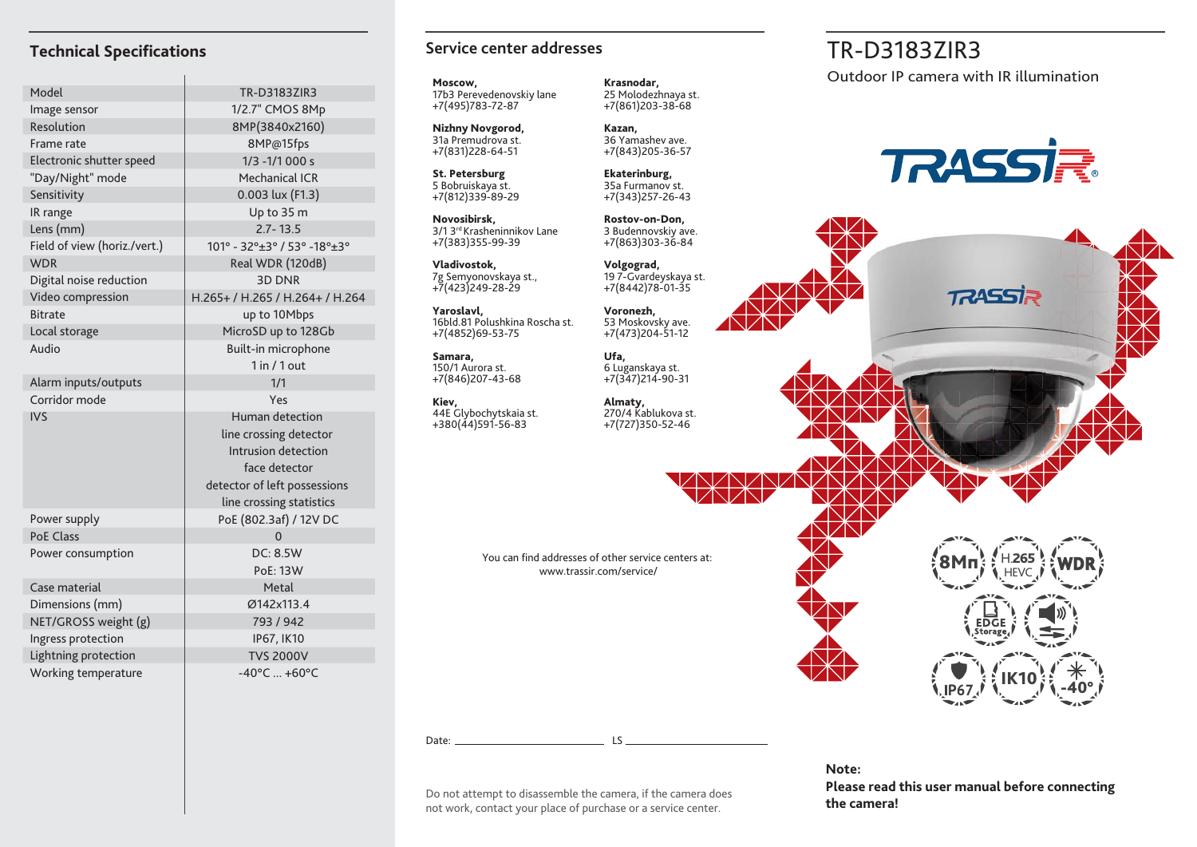## Technical Specifications

| Model | TR-D3183ZIR3 |
|---|---|
| Image sensor | 1/2.7" CMOS 8Mp |
| Resolution | 8MP(3840x2160) |
| Frame rate | 8MP@15fps |
| Electronic shutter speed | 1/3 -1/1 000 s |
| "Day/Night" mode | Mechanical ICR |
| Sensitivity | 0.003 lux (F1.3) |
| IR range | Up to 35 m |
| Lens (mm) | 2.7- 13.5 |
| Field of view (horiz./vert.) | 101° - 32°±3° / 53° -18°±3° |
| WDR | Real WDR (120dB) |
| Digital noise reduction | 3D DNR |
| Video compression | H.265+ / H.265 / H.264+ / H.264 |
| Bitrate | up to 10Mbps |
| Local storage | MicroSD up to 128Gb |
| Audio | Built-in microphone<br>1 in / 1 out |
| Alarm inputs/outputs | 1/1 |
| Corridor mode | Yes |
| IVS | Human detection<br>line crossing detector<br>Intrusion detection<br>face detector<br>detector of left possessions<br>line crossing statistics |
| Power supply | PoE (802.3af) / 12V DC |
| PoE Class | 0 |
| Power consumption | DC: 8.5W<br>PoE: 13W |
| Case material | Metal |
| Dimensions (mm) | Ø142x113.4 |
| NET/GROSS weight (g) | 793 / 942 |
| Ingress protection | IP67, IK10 |
| Lightning protection | TVS 2000V |
| Working temperature | -40°C ... +60°C |

## Service center addresses

**Moscow,**
17b3 Perevedenovskiy lane
+7(495)783-72-87

**Nizhny Novgorod,**
31a Premudrova st.
+7(831)228-64-51

**St. Petersburg**
5 Bobruiskaya st.
+7(812)339-89-29

**Novosibirsk,**
3/1 3rd Krasheninnikov Lane
+7(383)355-99-39

**Vladivostok,**
7g Semyonovskaya st.,
+7(423)249-28-29

**Yaroslavl,**
16bld.81 Polushkina Roscha st.
+7(4852)69-53-75

**Samara,**
150/1 Aurora st.
+7(846)207-43-68

**Kiev,**
44E Glybochytskaia st.
+380(44)591-56-83

**Krasnodar,**
25 Molodezhnaya st.
+7(861)203-38-68

**Kazan,**
36 Yamashev ave.
+7(843)205-36-57

**Ekaterinburg,**
35a Furmanov st.
+7(343)257-26-43

**Rostov-on-Don,**
3 Budennovskiy ave.
+7(863)303-36-84

**Volgograd,**
19 7-Gvardeyskaya st.
+7(8442)78-01-35

**Voronezh,**
53 Moskovsky ave.
+7(473)204-51-12

**Ufa,**
6 Luganskaya st.
+7(347)214-90-31

**Almaty,**
270/4 Kablukova st.
+7(727)350-52-46

You can find addresses of other service centers at:
www.trassir.com/service/

Date: ______________________ LS ______________________

Do not attempt to disassemble the camera, if the camera does not work, contact your place of purchase or a service center.

# TR-D3183ZIR3

Outdoor IP camera with IR illumination

TRASSIR

8Mп | H.265 HEVC | WDR | EDGE Storage | IP67 | IK10 | -40°

**Note:**
**Please read this user manual before connecting the camera!**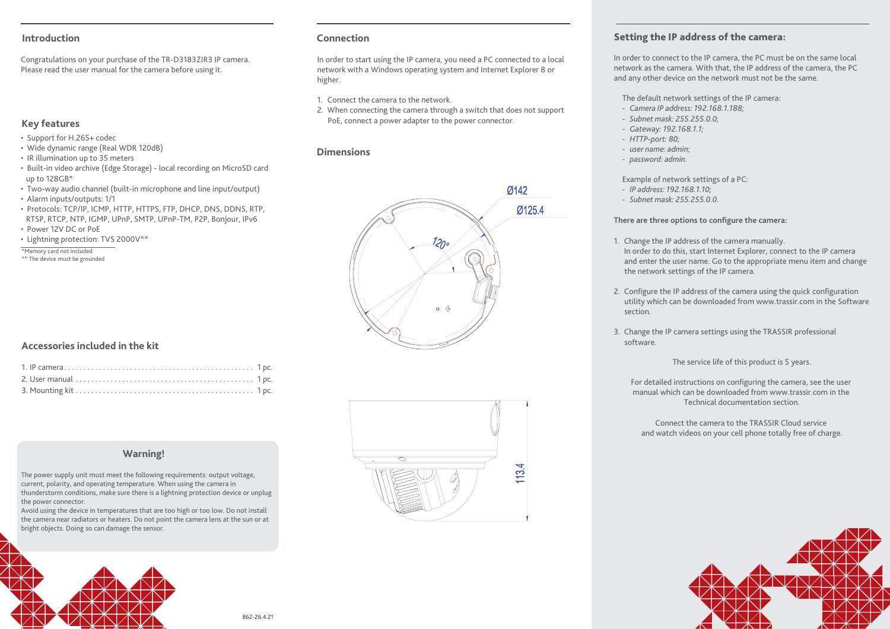## Introduction

Congratulations on your purchase of the TR-D3183ZIR3 IP camera. Please read the user manual for the camera before using it.

## Key features

- Support for H.265+ codec
- Wide dynamic range (Real WDR 120dB)
- IR illumination up to 35 meters
- Built-in video archive (Edge Storage) - local recording on MicroSD card up to 128GB*
- Two-way audio channel (built-in microphone and line input/output)
- Alarm inputs/outputs: 1/1
- Protocols: TCP/IP, ICMP, HTTP, HTTPS, FTP, DHCP, DNS, DDNS, RTP, RTSP, RTCP, NTP, IGMP, UPnP, SMTP, UPnP-TM, P2P, Bonjour, IPv6
- Power 12V DC or PoE
- Lightning protection: TVS 2000V**

*Memory card not included
** The device must be grounded

## Accessories included in the kit

1. IP camera ................................................ 1 pc.
2. User manual ............................................. 1 pc.
3. Mounting kit ............................................. 1 pc.

## Warning!

The power supply unit must meet the following requirements: output voltage, current, polarity, and operating temperature. When using the camera in thunderstorm conditions, make sure there is a lightning protection device or unplug the power connector.
Avoid using the device in temperatures that are too high or too low. Do not install the camera near radiators or heaters. Do not point the camera lens at the sun or at bright objects. Doing so can damage the sensor.

862-26.4.21

## Connection

In order to start using the IP camera, you need a PC connected to a local network with a Windows operating system and Internet Explorer 8 or higher.

1. Connect the camera to the network.
2. When connecting the camera through a switch that does not support PoE, connect a power adapter to the power connector.

## Dimensions

Ø142
Ø125.4
120°

113.4

## Setting the IP address of the camera:

In order to connect to the IP camera, the PC must be on the same local network as the camera. With that, the IP address of the camera, the PC and any other device on the network must not be the same.

The default network settings of the IP camera:
- *Camera IP address: 192.168.1.188;*
- *Subnet mask: 255.255.0.0;*
- *Gateway: 192.168.1.1;*
- *HTTP-port: 80;*
- *user name: admin;*
- *password: admin.*

Example of network settings of a PC:
- *IP address: 192.168.1.10;*
- *Subnet mask: 255.255.0.0.*

**There are three options to configure the camera:**

1. Change the IP address of the camera manually.
   In order to do this, start Internet Explorer, connect to the IP camera and enter the user name. Go to the appropriate menu item and change the network settings of the IP camera.

2. Configure the IP address of the camera using the quick configuration utility which can be downloaded from www.trassir.com in the Software section.

3. Change the IP camera settings using the TRASSIR professional software.

The service life of this product is 5 years.

For detailed instructions on configuring the camera, see the user manual which can be downloaded from www.trassir.com in the Technical documentation section.

Connect the camera to the TRASSIR Cloud service and watch videos on your cell phone totally free of charge.